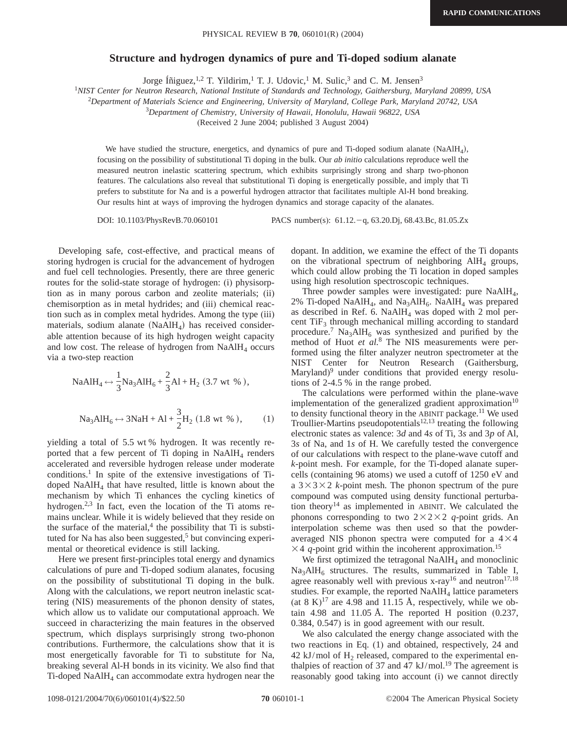# Structure and hydrogen dynamics of pure and Ti-doped sodium alanate

Jorge Íñiguez,[1,2] T. Yildirim,[1] T. J. Udovic,[1] M. Sulic,[3] and C. M. Jensen[3]

[1] *NIST Center for Neutron Research, National Institute of Standards and Technology, Gaithersburg, Maryland 20899, USA*

[2] *Department of Materials Science and Engineering, University of Maryland, College Park, Maryland 20742, USA*

[3] *Department of Chemistry, University of Hawaii, Honolulu, Hawaii 96822, USA*

(Received 2 June 2004; published 3 August 2004)

We have studied the structure, energetics, and dynamics of pure and Ti-doped sodium alanate ($NaAlH_4$), focusing on the possibility of substitutional Ti doping in the bulk. Our *ab initio* calculations reproduce well the measured neutron inelastic scattering spectrum, which exhibits surprisingly strong and sharp two-phonon features. The calculations also reveal that substitutional Ti doping is energetically possible, and imply that Ti prefers to substitute for Na and is a powerful hydrogen attractor that facilitates multiple Al-H bond breaking. Our results hint at ways of improving the hydrogen dynamics and storage capacity of the alanates.

DOI: 10.1103/PhysRevB.70.060101 PACS number(s): 61.12.−q, 63.20.Dj, 68.43.Bc, 81.05.Zx

Developing safe, cost-effective, and practical means of storing hydrogen is crucial for the advancement of hydrogen and fuel cell technologies. Presently, there are three generic routes for the solid-state storage of hydrogen: (i) physisorption as in many porous carbon and zeolite materials; (ii) chemisorption as in metal hydrides; and (iii) chemical reaction such as in complex metal hydrides. Among the type (iii) materials, sodium alanate ($NaAlH_4$) has received considerable attention because of its high hydrogen weight capacity and low cost. The release of hydrogen from $NaAlH_4$ occurs via a two-step reaction

$$NaAlH_4 \leftrightarrow \frac{1}{3}Na_3AlH_6 + \frac{2}{3}Al + H_2 \ (3.7 \text{ wt } \%),$$

$$Na_3AlH_6 \leftrightarrow 3NaH + Al + \frac{3}{2}H_2 \ (1.8 \text{ wt } \%), \qquad (1)$$

yielding a total of 5.5 wt % hydrogen. It was recently reported that a few percent of Ti doping in $NaAlH_4$ renders accelerated and reversible hydrogen release under moderate conditions.[1] In spite of the extensive investigations of Ti-doped $NaAlH_4$ that have resulted, little is known about the mechanism by which Ti enhances the cycling kinetics of hydrogen.[2,3] In fact, even the location of the Ti atoms remains unclear. While it is widely believed that they reside on the surface of the material,[4] the possibility that Ti is substituted for Na has also been suggested,[5] but convincing experimental or theoretical evidence is still lacking.

Here we present first-principles total energy and dynamics calculations of pure and Ti-doped sodium alanates, focusing on the possibility of substitutional Ti doping in the bulk. Along with the calculations, we report neutron inelastic scattering (NIS) measurements of the phonon density of states, which allow us to validate our computational approach. We succeed in characterizing the main features in the observed spectrum, which displays surprisingly strong two-phonon contributions. Furthermore, the calculations show that it is most energetically favorable for Ti to substitute for Na, breaking several Al-H bonds in its vicinity. We also find that Ti-doped $NaAlH_4$ can accommodate extra hydrogen near the dopant. In addition, we examine the effect of the Ti dopants on the vibrational spectrum of neighboring $AlH_4$ groups, which could allow probing the Ti location in doped samples using high resolution spectroscopic techniques.

Three powder samples were investigated: pure $NaAlH_4$, 2% Ti-doped $NaAlH_4$, and $Na_3AlH_6$. $NaAlH_4$ was prepared as described in Ref. 6. $NaAlH_4$ was doped with 2 mol percent $TiF_3$ through mechanical milling according to standard procedure.[7] $Na_3AlH_6$ was synthesized and purified by the method of Huot *et al.*[8] The NIS measurements were performed using the filter analyzer neutron spectrometer at the NIST Center for Neutron Research (Gaithersburg, Maryland)[9] under conditions that provided energy resolutions of 2-4.5 % in the range probed.

The calculations were performed within the plane-wave implementation of the generalized gradient approximation[10] to density functional theory in the ABINIT package.[11] We used Troullier-Martins pseudopotentials[12,13] treating the following electronic states as valence: 3*d* and 4*s* of Ti, 3*s* and 3*p* of Al, 3*s* of Na, and 1*s* of H. We carefully tested the convergence of our calculations with respect to the plane-wave cutoff and *k*-point mesh. For example, for the Ti-doped alanate supercells (containing 96 atoms) we used a cutoff of 1250 eV and a $3\times3\times2$ *k*-point mesh. The phonon spectrum of the pure compound was computed using density functional perturbation theory[14] as implemented in ABINIT. We calculated the phonons corresponding to two $2\times2\times2$ *q*-point grids. An interpolation scheme was then used so that the powder-averaged NIS phonon spectra were computed for a $4\times4\times4$ *q*-point grid within the incoherent approximation.[15]

We first optimized the tetragonal $NaAlH_4$ and monoclinic $Na_3AlH_6$ structures. The results, summarized in Table I, agree reasonably well with previous x-ray[16] and neutron[17,18] studies. For example, the reported $NaAlH_4$ lattice parameters (at 8 K)[17] are 4.98 and 11.15 Å, respectively, while we obtain 4.98 and 11.05 Å. The reported H position (0.237, 0.384, 0.547) is in good agreement with our result.

We also calculated the energy change associated with the two reactions in Eq. (1) and obtained, respectively, 24 and 42 kJ/mol of $H_2$ released, compared to the experimental enthalpies of reaction of 37 and 47 kJ/mol.[19] The agreement is reasonably good taking into account (i) we cannot directly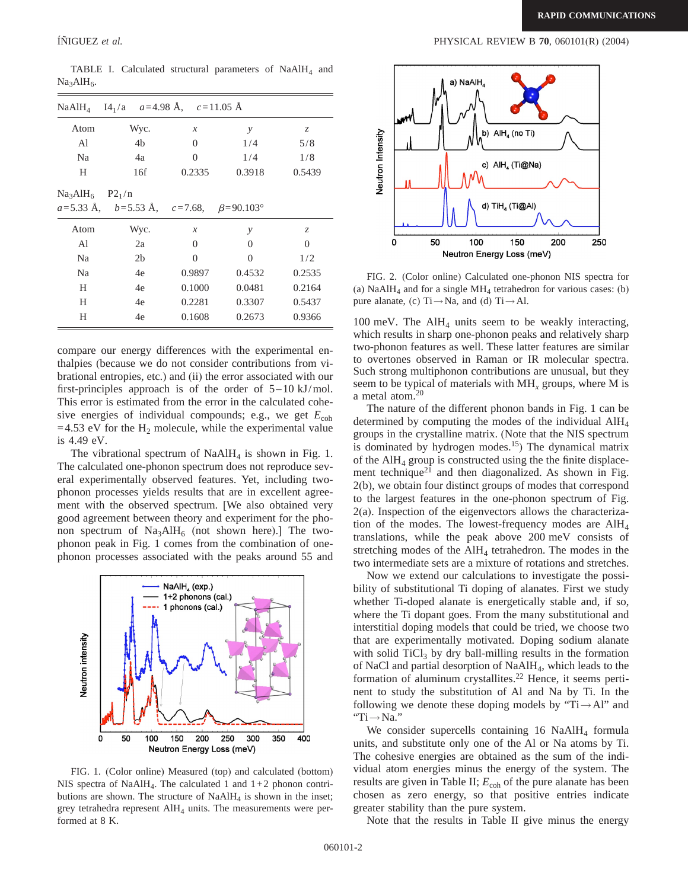TABLE I. Calculated structural parameters of $NaAlH_4$ and $Na_3AlH_6$.

| $NaAlH_4$ | $I4_1/a$ | $a$=4.98 Å, | $c$=11.05 Å | |
|---|---|---|---|---|
| Atom | Wyc. | $x$ | $y$ | $z$ |
| Al | 4b | 0 | 1/4 | 5/8 |
| Na | 4a | 0 | 1/4 | 1/8 |
| H | 16f | 0.2335 | 0.3918 | 0.5439 |

| $Na_3AlH_6$ | $P2_1/n$ | | | |
|---|---|---|---|---|
| $a$=5.33 Å, | $b$=5.53 Å, | $c$=7.68, | $\beta$=90.103° | |
| Atom | Wyc. | $x$ | $y$ | $z$ |
| Al | 2a | 0 | 0 | 0 |
| Na | 2b | 0 | 0 | 1/2 |
| Na | 4e | 0.9897 | 0.4532 | 0.2535 |
| H | 4e | 0.1000 | 0.0481 | 0.2164 |
| H | 4e | 0.2281 | 0.3307 | 0.5437 |
| H | 4e | 0.1608 | 0.2673 | 0.9366 |

compare our energy differences with the experimental enthalpies (because we do not consider contributions from vibrational entropies, etc.) and (ii) the error associated with our first-principles approach is of the order of 5–10 kJ/mol. This error is estimated from the error in the calculated cohesive energies of individual compounds; e.g., we get $E_{coh}$ =4.53 eV for the $H_2$ molecule, while the experimental value is 4.49 eV.

The vibrational spectrum of $NaAlH_4$ is shown in Fig. 1. The calculated one-phonon spectrum does not reproduce several experimentally observed features. Yet, including two-phonon processes yields results that are in excellent agreement with the observed spectrum. [We also obtained very good agreement between theory and experiment for the phonon spectrum of $Na_3AlH_6$ (not shown here).] The two-phonon peak in Fig. 1 comes from the combination of one-phonon processes associated with the peaks around 55 and 100 meV. The $AlH_4$ units seem to be weakly interacting, which results in sharp one-phonon peaks and relatively sharp two-phonon features as well. These latter features are similar to overtones observed in Raman or IR molecular spectra. Such strong multiphonon contributions are unusual, but they seem to be typical of materials with $MH_x$ groups, where M is a metal atom.[20]

FIG. 1. (Color online) Measured (top) and calculated (bottom) NIS spectra of $NaAlH_4$. The calculated 1 and 1+2 phonon contributions are shown. The structure of $NaAlH_4$ is shown in the inset; grey tetrahedra represent $AlH_4$ units. The measurements were performed at 8 K.

FIG. 2. (Color online) Calculated one-phonon NIS spectra for (a) $NaAlH_4$ and for a single $MH_4$ tetrahedron for various cases: (b) pure alanate, (c) Ti→Na, and (d) Ti→Al.

The nature of the different phonon bands in Fig. 1 can be determined by computing the modes of the individual $AlH_4$ groups in the crystalline matrix. (Note that the NIS spectrum is dominated by hydrogen modes.[15]) The dynamical matrix of the $AlH_4$ group is constructed using the the finite displacement technique[21] and then diagonalized. As shown in Fig. 2(b), we obtain four distinct groups of modes that correspond to the largest features in the one-phonon spectrum of Fig. 2(a). Inspection of the eigenvectors allows the characterization of the modes. The lowest-frequency modes are $AlH_4$ translations, while the peak above 200 meV consists of stretching modes of the $AlH_4$ tetrahedron. The modes in the two intermediate sets are a mixture of rotations and stretches.

Now we extend our calculations to investigate the possibility of substitutional Ti doping of alanates. First we study whether Ti-doped alanate is energetically stable and, if so, where the Ti dopant goes. From the many substitutional and interstitial doping models that could be tried, we choose two that are experimentally motivated. Doping sodium alanate with solid $TiCl_3$ by dry ball-milling results in the formation of NaCl and partial desorption of $NaAlH_4$, which leads to the formation of aluminum crystallites.[22] Hence, it seems pertinent to study the substitution of Al and Na by Ti. In the following we denote these doping models by "Ti→Al" and "Ti→Na."

We consider supercells containing 16 $NaAlH_4$ formula units, and substitute only one of the Al or Na atoms by Ti. The cohesive energies are obtained as the sum of the individual atom energies minus the energy of the system. The results are given in Table II; $E_{coh}$ of the pure alanate has been chosen as zero energy, so that positive entries indicate greater stability than the pure system.

Note that the results in Table II give minus the energy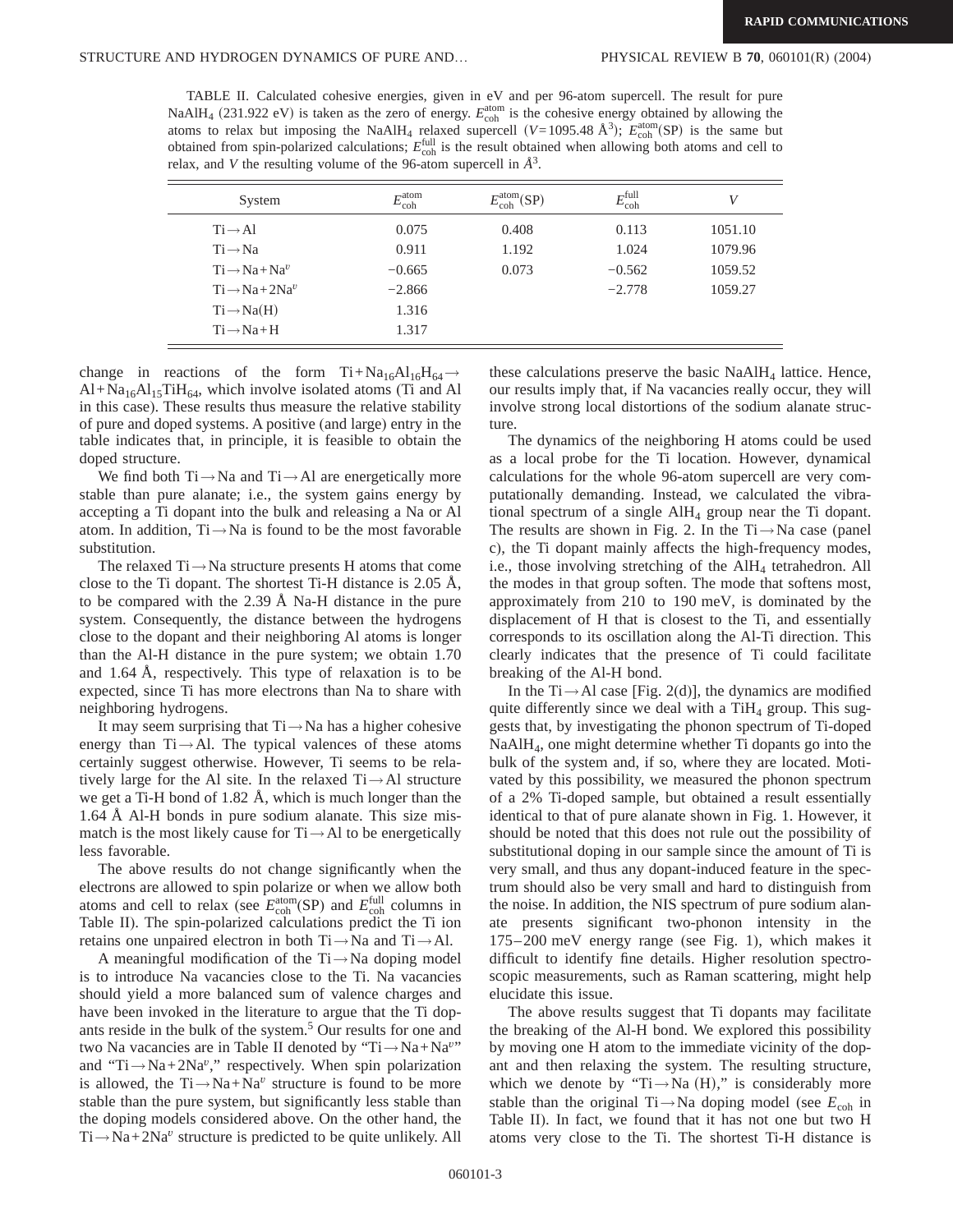TABLE II. Calculated cohesive energies, given in eV and per 96-atom supercell. The result for pure $NaAlH_4$ (231.922 eV) is taken as the zero of energy. $E_{coh}^{atom}$ is the cohesive energy obtained by allowing the atoms to relax but imposing the $NaAlH_4$ relaxed supercell ($V$=1095.48 Å$^3$); $E_{coh}^{atom}$(SP) is the same but obtained from spin-polarized calculations; $E_{coh}^{full}$ is the result obtained when allowing both atoms and cell to relax, and $V$ the resulting volume of the 96-atom supercell in Å$^3$.

| System | $E_{coh}^{atom}$ | $E_{coh}^{atom}$(SP) | $E_{coh}^{full}$ | $V$ |
|---|---|---|---|---|
| Ti→Al | 0.075 | 0.408 | 0.113 | 1051.10 |
| Ti→Na | 0.911 | 1.192 | 1.024 | 1079.96 |
| Ti→Na+Na$^v$ | −0.665 | 0.073 | −0.562 | 1059.52 |
| Ti→Na+2Na$^v$ | −2.866 | | −2.778 | 1059.27 |
| Ti→Na(H) | 1.316 | | | |
| Ti→Na+H | 1.317 | | | |

change in reactions of the form $Ti+Na_{16}Al_{16}H_{64} \rightarrow Al+Na_{16}Al_{15}TiH_{64}$, which involve isolated atoms (Ti and Al in this case). These results thus measure the relative stability of pure and doped systems. A positive (and large) entry in the table indicates that, in principle, it is feasible to obtain the doped structure.

We find both Ti→Na and Ti→Al are energetically more stable than pure alanate; i.e., the system gains energy by accepting a Ti dopant into the bulk and releasing a Na or Al atom. In addition, Ti→Na is found to be the most favorable substitution.

The relaxed Ti→Na structure presents H atoms that come close to the Ti dopant. The shortest Ti-H distance is 2.05 Å, to be compared with the 2.39 Å Na-H distance in the pure system. Consequently, the distance between the hydrogens close to the dopant and their neighboring Al atoms is longer than the Al-H distance in the pure system; we obtain 1.70 and 1.64 Å, respectively. This type of relaxation is to be expected, since Ti has more electrons than Na to share with neighboring hydrogens.

It may seem surprising that Ti→Na has a higher cohesive energy than Ti→Al. The typical valences of these atoms certainly suggest otherwise. However, Ti seems to be relatively large for the Al site. In the relaxed Ti→Al structure we get a Ti-H bond of 1.82 Å, which is much longer than the 1.64 Å Al-H bonds in pure sodium alanate. This size mismatch is the most likely cause for Ti→Al to be energetically less favorable.

The above results do not change significantly when the electrons are allowed to spin polarize or when we allow both atoms and cell to relax (see $E_{coh}^{atom}$(SP) and $E_{coh}^{full}$ columns in Table II). The spin-polarized calculations predict the Ti ion retains one unpaired electron in both Ti→Na and Ti→Al.

A meaningful modification of the Ti→Na doping model is to introduce Na vacancies close to the Ti. Na vacancies should yield a more balanced sum of valence charges and have been invoked in the literature to argue that the Ti dopants reside in the bulk of the system.[5] Our results for one and two Na vacancies are in Table II denoted by "Ti→Na+Na$^v$" and "Ti→Na+2Na$^v$," respectively. When spin polarization is allowed, the Ti→Na+Na$^v$ structure is found to be more stable than the pure system, but significantly less stable than the doping models considered above. On the other hand, the Ti→Na+2Na$^v$ structure is predicted to be quite unlikely. All these calculations preserve the basic $NaAlH_4$ lattice. Hence, our results imply that, if Na vacancies really occur, they will involve strong local distortions of the sodium alanate structure.

The dynamics of the neighboring H atoms could be used as a local probe for the Ti location. However, dynamical calculations for the whole 96-atom supercell are very computationally demanding. Instead, we calculated the vibrational spectrum of a single $AlH_4$ group near the Ti dopant. The results are shown in Fig. 2. In the Ti→Na case (panel c), the Ti dopant mainly affects the high-frequency modes, i.e., those involving stretching of the $AlH_4$ tetrahedron. All the modes in that group soften. The mode that softens most, approximately from 210 to 190 meV, is dominated by the displacement of H that is closest to the Ti, and essentially corresponds to its oscillation along the Al-Ti direction. This clearly indicates that the presence of Ti could facilitate breaking of the Al-H bond.

In the Ti→Al case [Fig. 2(d)], the dynamics are modified quite differently since we deal with a $TiH_4$ group. This suggests that, by investigating the phonon spectrum of Ti-doped $NaAlH_4$, one might determine whether Ti dopants go into the bulk of the system and, if so, where they are located. Motivated by this possibility, we measured the phonon spectrum of a 2% Ti-doped sample, but obtained a result essentially identical to that of pure alanate shown in Fig. 1. However, it should be noted that this does not rule out the possibility of substitutional doping in our sample since the amount of Ti is very small, and thus any dopant-induced feature in the spectrum should also be very small and hard to distinguish from the noise. In addition, the NIS spectrum of pure sodium alanate presents significant two-phonon intensity in the 175–200 meV energy range (see Fig. 1), which makes it difficult to identify fine details. Higher resolution spectroscopic measurements, such as Raman scattering, might help elucidate this issue.

The above results suggest that Ti dopants may facilitate the breaking of the Al-H bond. We explored this possibility by moving one H atom to the immediate vicinity of the dopant and then relaxing the system. The resulting structure, which we denote by "Ti→Na (H)," is considerably more stable than the original Ti→Na doping model (see $E_{coh}$ in Table II). In fact, we found that it has not one but two H atoms very close to the Ti. The shortest Ti-H distance is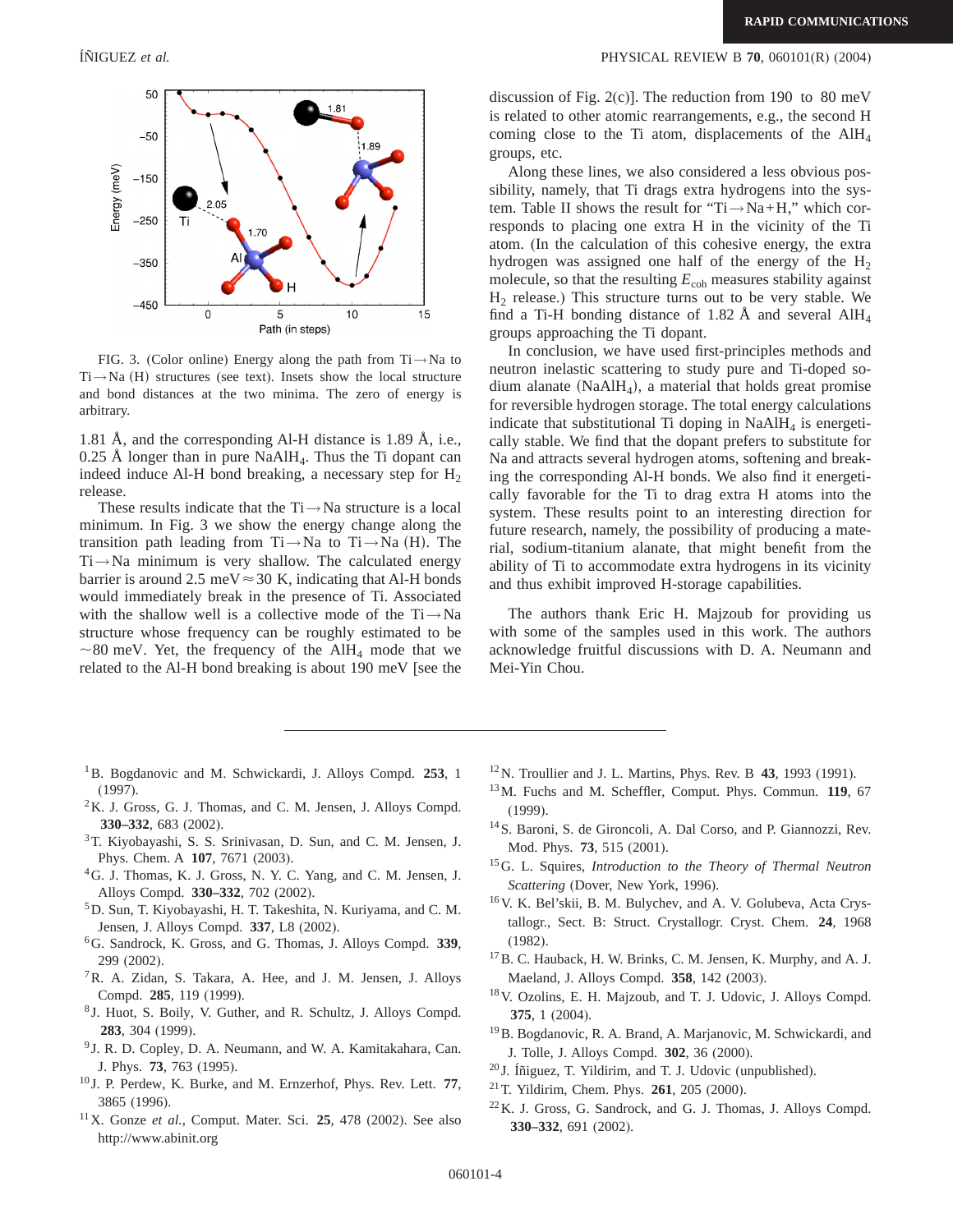50
−50
−150
−250
−350
−450
Energy (meV)
0
5
10
15
Path (in steps)
Ti
2.05
1.70
Al
H
1.81
1.89

FIG. 3. (Color online) Energy along the path from Ti→Na to Ti→Na (H) structures (see text). Insets show the local structure and bond distances at the two minima. The zero of energy is arbitrary.

1.81 Å, and the corresponding Al-H distance is 1.89 Å, i.e., 0.25 Å longer than in pure $NaAlH_4$. Thus the Ti dopant can indeed induce Al-H bond breaking, a necessary step for $H_2$ release.

These results indicate that the Ti→Na structure is a local minimum. In Fig. 3 we show the energy change along the transition path leading from Ti→Na to Ti→Na (H). The Ti→Na minimum is very shallow. The calculated energy barrier is around 2.5 meV≈30 K, indicating that Al-H bonds would immediately break in the presence of Ti. Associated with the shallow well is a collective mode of the Ti→Na structure whose frequency can be roughly estimated to be ~80 meV. Yet, the frequency of the $AlH_4$ mode that we related to the Al-H bond breaking is about 190 meV [see the discussion of Fig. 2(c)]. The reduction from 190 to 80 meV is related to other atomic rearrangements, e.g., the second H coming close to the Ti atom, displacements of the $AlH_4$ groups, etc.

Along these lines, we also considered a less obvious possibility, namely, that Ti drags extra hydrogens into the system. Table II shows the result for "Ti→Na+H," which corresponds to placing one extra H in the vicinity of the Ti atom. (In the calculation of this cohesive energy, the extra hydrogen was assigned one half of the energy of the $H_2$ molecule, so that the resulting $E_{coh}$ measures stability against $H_2$ release.) This structure turns out to be very stable. We find a Ti-H bonding distance of 1.82 Å and several $AlH_4$ groups approaching the Ti dopant.

In conclusion, we have used first-principles methods and neutron inelastic scattering to study pure and Ti-doped sodium alanate ($NaAlH_4$), a material that holds great promise for reversible hydrogen storage. The total energy calculations indicate that substitutional Ti doping in $NaAlH_4$ is energetically stable. We find that the dopant prefers to substitute for Na and attracts several hydrogen atoms, softening and breaking the corresponding Al-H bonds. We also find it energetically favorable for the Ti to drag extra H atoms into the system. These results point to an interesting direction for future research, namely, the possibility of producing a material, sodium-titanium alanate, that might benefit from the ability of Ti to accommodate extra hydrogens in its vicinity and thus exhibit improved H-storage capabilities.

The authors thank Eric H. Majzoub for providing us with some of the samples used in this work. The authors acknowledge fruitful discussions with D. A. Neumann and Mei-Yin Chou.

---

[1] B. Bogdanovic and M. Schwickardi, J. Alloys Compd. **253**, 1 (1997).
[2] K. J. Gross, G. J. Thomas, and C. M. Jensen, J. Alloys Compd. **330–332**, 683 (2002).
[3] T. Kiyobayashi, S. S. Srinivasan, D. Sun, and C. M. Jensen, J. Phys. Chem. A **107**, 7671 (2003).
[4] G. J. Thomas, K. J. Gross, N. Y. C. Yang, and C. M. Jensen, J. Alloys Compd. **330–332**, 702 (2002).
[5] D. Sun, T. Kiyobayashi, H. T. Takeshita, N. Kuriyama, and C. M. Jensen, J. Alloys Compd. **337**, L8 (2002).
[6] G. Sandrock, K. Gross, and G. Thomas, J. Alloys Compd. **339**, 299 (2002).
[7] R. A. Zidan, S. Takara, A. Hee, and J. M. Jensen, J. Alloys Compd. **285**, 119 (1999).
[8] J. Huot, S. Boily, V. Guther, and R. Schultz, J. Alloys Compd. **283**, 304 (1999).
[9] J. R. D. Copley, D. A. Neumann, and W. A. Kamitakahara, Can. J. Phys. **73**, 763 (1995).
[10] J. P. Perdew, K. Burke, and M. Ernzerhof, Phys. Rev. Lett. **77**, 3865 (1996).
[11] X. Gonze *et al.*, Comput. Mater. Sci. **25**, 478 (2002). See also http://www.abinit.org
[12] N. Troullier and J. L. Martins, Phys. Rev. B **43**, 1993 (1991).
[13] M. Fuchs and M. Scheffler, Comput. Phys. Commun. **119**, 67 (1999).
[14] S. Baroni, S. de Gironcoli, A. Dal Corso, and P. Giannozzi, Rev. Mod. Phys. **73**, 515 (2001).
[15] G. L. Squires, *Introduction to the Theory of Thermal Neutron Scattering* (Dover, New York, 1996).
[16] V. K. Bel'skii, B. M. Bulychev, and A. V. Golubeva, Acta Crystallogr., Sect. B: Struct. Crystallogr. Cryst. Chem. **24**, 1968 (1982).
[17] B. C. Hauback, H. W. Brinks, C. M. Jensen, K. Murphy, and A. J. Maeland, J. Alloys Compd. **358**, 142 (2003).
[18] V. Ozolins, E. H. Majzoub, and T. J. Udovic, J. Alloys Compd. **375**, 1 (2004).
[19] B. Bogdanovic, R. A. Brand, A. Marjanovic, M. Schwickardi, and J. Tolle, J. Alloys Compd. **302**, 36 (2000).
[20] J. Íñiguez, T. Yildirim, and T. J. Udovic (unpublished).
[21] T. Yildirim, Chem. Phys. **261**, 205 (2000).
[22] K. J. Gross, G. Sandrock, and G. J. Thomas, J. Alloys Compd. **330–332**, 691 (2002).